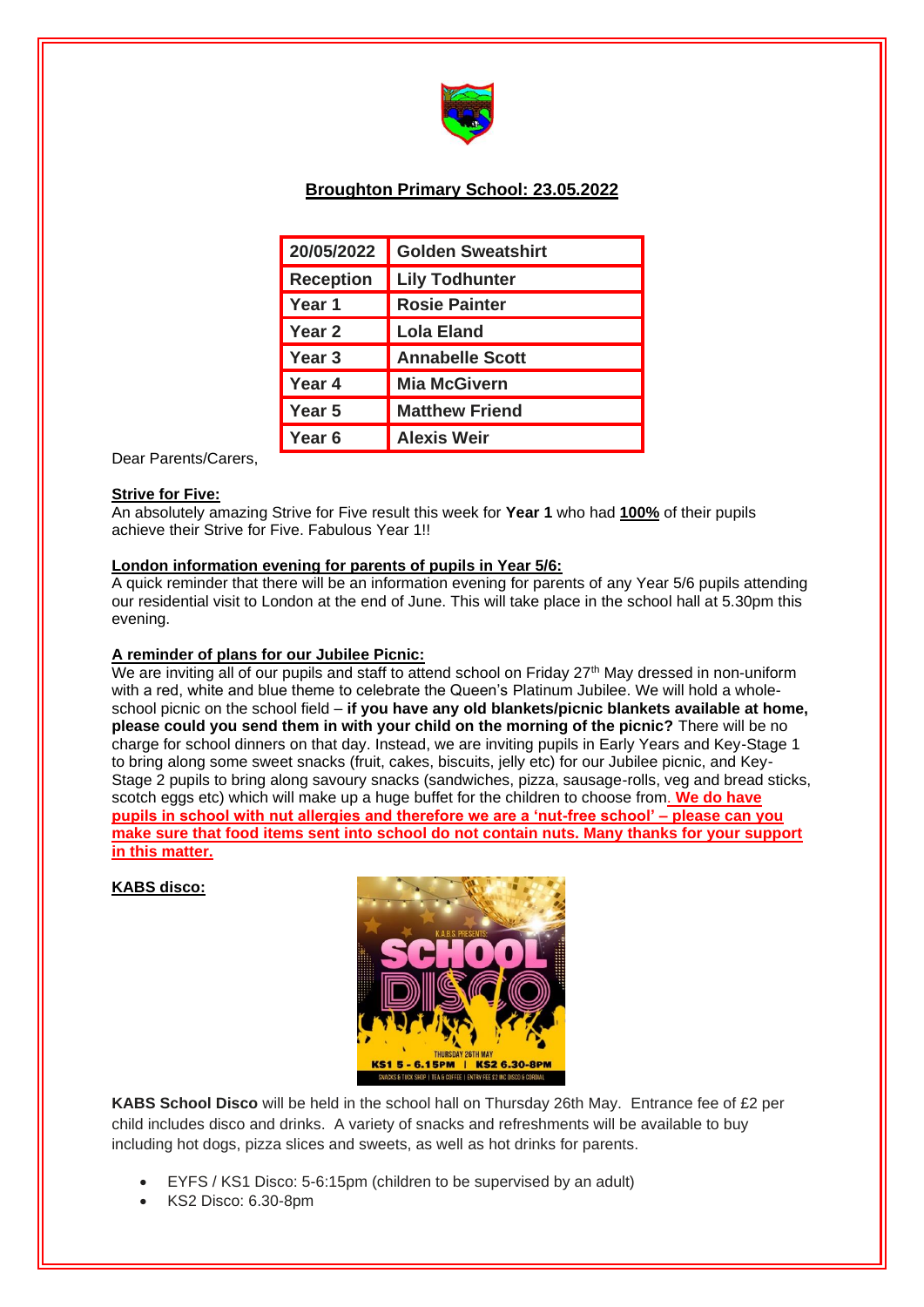## Broughton Primary School: 23.05.2022

| 20/05/2022 | Golden Sweatshirt |
|---|---|
| Reception | Lily Todhunter |
| Year 1 | Rosie Painter |
| Year 2 | Lola Eland |
| Year 3 | Annabelle Scott |
| Year 4 | Mia McGivern |
| Year 5 | Matthew Friend |
| Year 6 | Alexis Weir |

Dear Parents/Carers,

**Strive for Five:**

An absolutely amazing Strive for Five result this week for **Year 1** who had **100%** of their pupils achieve their Strive for Five. Fabulous Year 1!!

**London information evening for parents of pupils in Year 5/6:**

A quick reminder that there will be an information evening for parents of any Year 5/6 pupils attending our residential visit to London at the end of June. This will take place in the school hall at 5.30pm this evening.

**A reminder of plans for our Jubilee Picnic:**

We are inviting all of our pupils and staff to attend school on Friday 27th May dressed in non-uniform with a red, white and blue theme to celebrate the Queen's Platinum Jubilee. We will hold a whole-school picnic on the school field – **if you have any old blankets/picnic blankets available at home, please could you send them in with your child on the morning of the picnic?** There will be no charge for school dinners on that day. Instead, we are inviting pupils in Early Years and Key-Stage 1 to bring along some sweet snacks (fruit, cakes, biscuits, jelly etc) for our Jubilee picnic, and Key-Stage 2 pupils to bring along savoury snacks (sandwiches, pizza, sausage-rolls, veg and bread sticks, scotch eggs etc) which will make up a huge buffet for the children to choose from. **We do have pupils in school with nut allergies and therefore we are a 'nut-free school' – please can you make sure that food items sent into school do not contain nuts. Many thanks for your support in this matter.**

**KABS disco:**

**KABS School Disco** will be held in the school hall on Thursday 26th May. Entrance fee of £2 per child includes disco and drinks. A variety of snacks and refreshments will be available to buy including hot dogs, pizza slices and sweets, as well as hot drinks for parents.

- EYFS / KS1 Disco: 5-6:15pm (children to be supervised by an adult)
- KS2 Disco: 6.30-8pm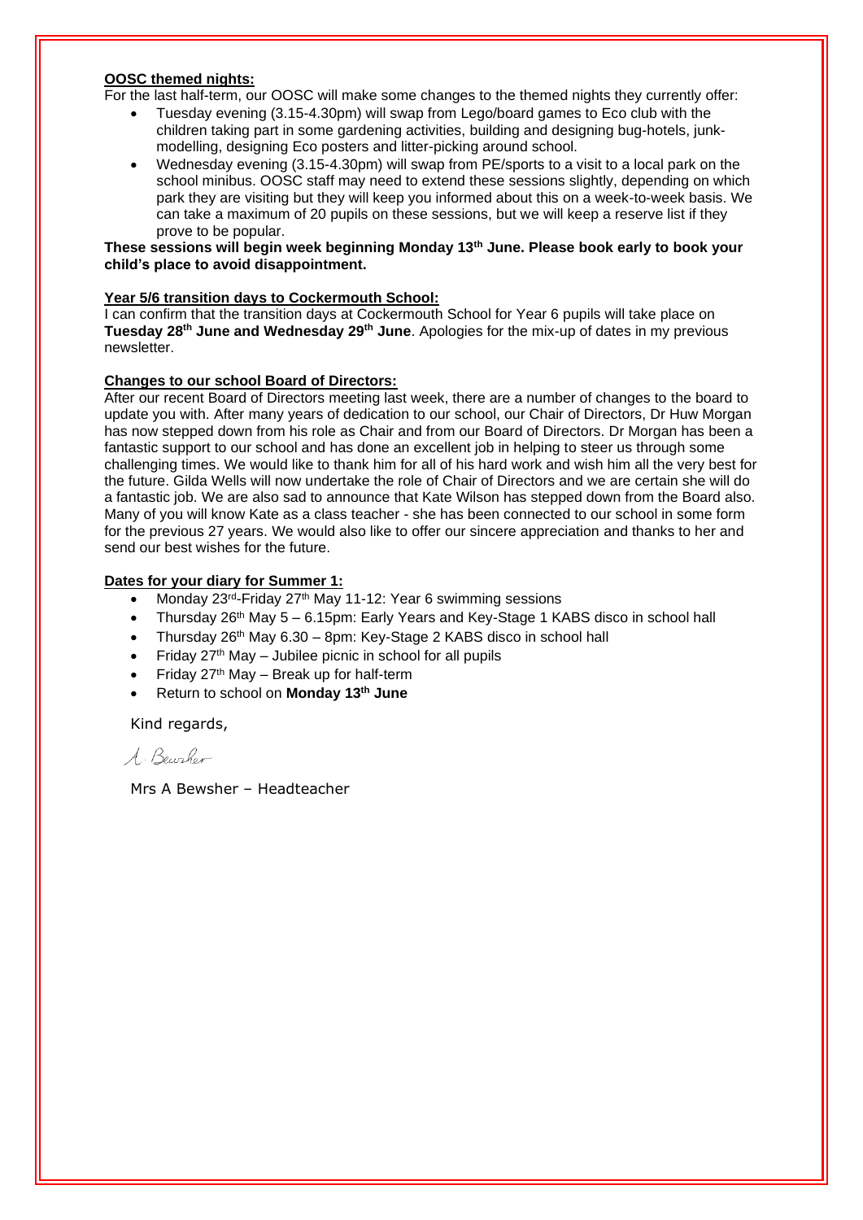**OOSC themed nights:**

For the last half-term, our OOSC will make some changes to the themed nights they currently offer:

- Tuesday evening (3.15-4.30pm) will swap from Lego/board games to Eco club with the children taking part in some gardening activities, building and designing bug-hotels, junk-modelling, designing Eco posters and litter-picking around school.
- Wednesday evening (3.15-4.30pm) will swap from PE/sports to a visit to a local park on the school minibus. OOSC staff may need to extend these sessions slightly, depending on which park they are visiting but they will keep you informed about this on a week-to-week basis. We can take a maximum of 20 pupils on these sessions, but we will keep a reserve list if they prove to be popular.

**These sessions will begin week beginning Monday 13th June. Please book early to book your child's place to avoid disappointment.**

**Year 5/6 transition days to Cockermouth School:**

I can confirm that the transition days at Cockermouth School for Year 6 pupils will take place on **Tuesday 28th June and Wednesday 29th June**. Apologies for the mix-up of dates in my previous newsletter.

**Changes to our school Board of Directors:**

After our recent Board of Directors meeting last week, there are a number of changes to the board to update you with. After many years of dedication to our school, our Chair of Directors, Dr Huw Morgan has now stepped down from his role as Chair and from our Board of Directors. Dr Morgan has been a fantastic support to our school and has done an excellent job in helping to steer us through some challenging times. We would like to thank him for all of his hard work and wish him all the very best for the future. Gilda Wells will now undertake the role of Chair of Directors and we are certain she will do a fantastic job. We are also sad to announce that Kate Wilson has stepped down from the Board also. Many of you will know Kate as a class teacher - she has been connected to our school in some form for the previous 27 years. We would also like to offer our sincere appreciation and thanks to her and send our best wishes for the future.

**Dates for your diary for Summer 1:**

- Monday 23rd-Friday 27th May 11-12: Year 6 swimming sessions
- Thursday 26th May 5 – 6.15pm: Early Years and Key-Stage 1 KABS disco in school hall
- Thursday 26th May 6.30 – 8pm: Key-Stage 2 KABS disco in school hall
- Friday 27th May – Jubilee picnic in school for all pupils
- Friday 27th May – Break up for half-term
- Return to school on **Monday 13th June**

Kind regards,

A. Bewsher

Mrs A Bewsher – Headteacher